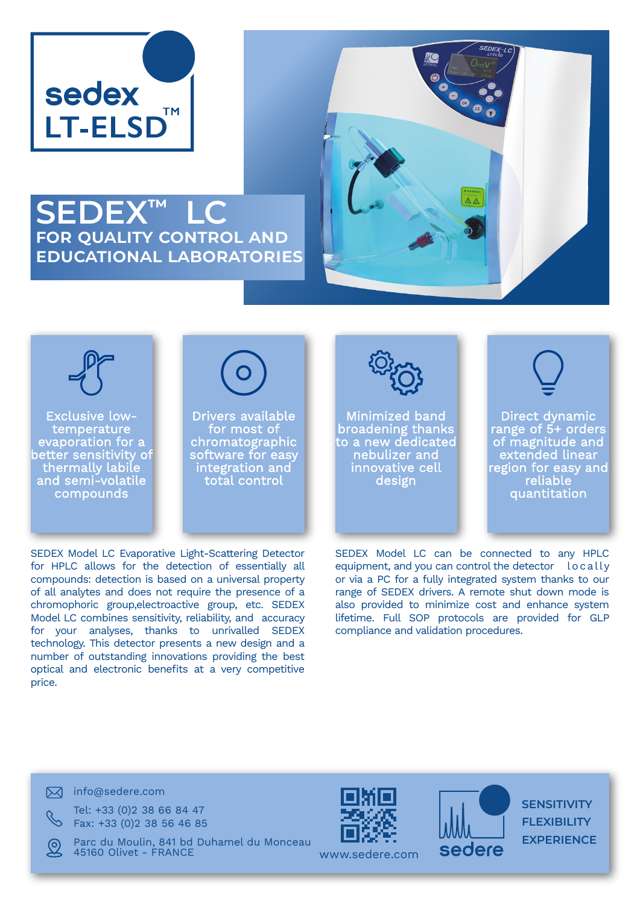sedex
LT-ELSD™

# SEDEX™ LC

## FOR QUALITY CONTROL AND EDUCATIONAL LABORATORIES

Exclusive low-temperature evaporation for a better sensitivity of thermally labile and semi-volatile compounds

Drivers available for most of chromatographic software for easy integration and total control

Minimized band broadening thanks to a new dedicated nebulizer and innovative cell design

Direct dynamic range of 5+ orders of magnitude and extended linear region for easy and reliable quantitation

SEDEX Model LC Evaporative Light-Scattering Detector for HPLC allows for the detection of essentially all compounds: detection is based on a universal property of all analytes and does not require the presence of a chromophoric group,electroactive group, etc. SEDEX Model LC combines sensitivity, reliability, and accuracy for your analyses, thanks to unrivalled SEDEX technology. This detector presents a new design and a number of outstanding innovations providing the best optical and electronic benefits at a very competitive price.

SEDEX Model LC can be connected to any HPLC equipment, and you can control the detector locally or via a PC for a fully integrated system thanks to our range of SEDEX drivers. A remote shut down mode is also provided to minimize cost and enhance system lifetime. Full SOP protocols are provided for GLP compliance and validation procedures.

info@sedere.com

Tel: +33 (0)2 38 66 84 47
Fax: +33 (0)2 38 56 46 85

Parc du Moulin, 841 bd Duhamel du Monceau
45160 Olivet - FRANCE

www.sedere.com

sedere

SENSITIVITY
FLEXIBILITY
EXPERIENCE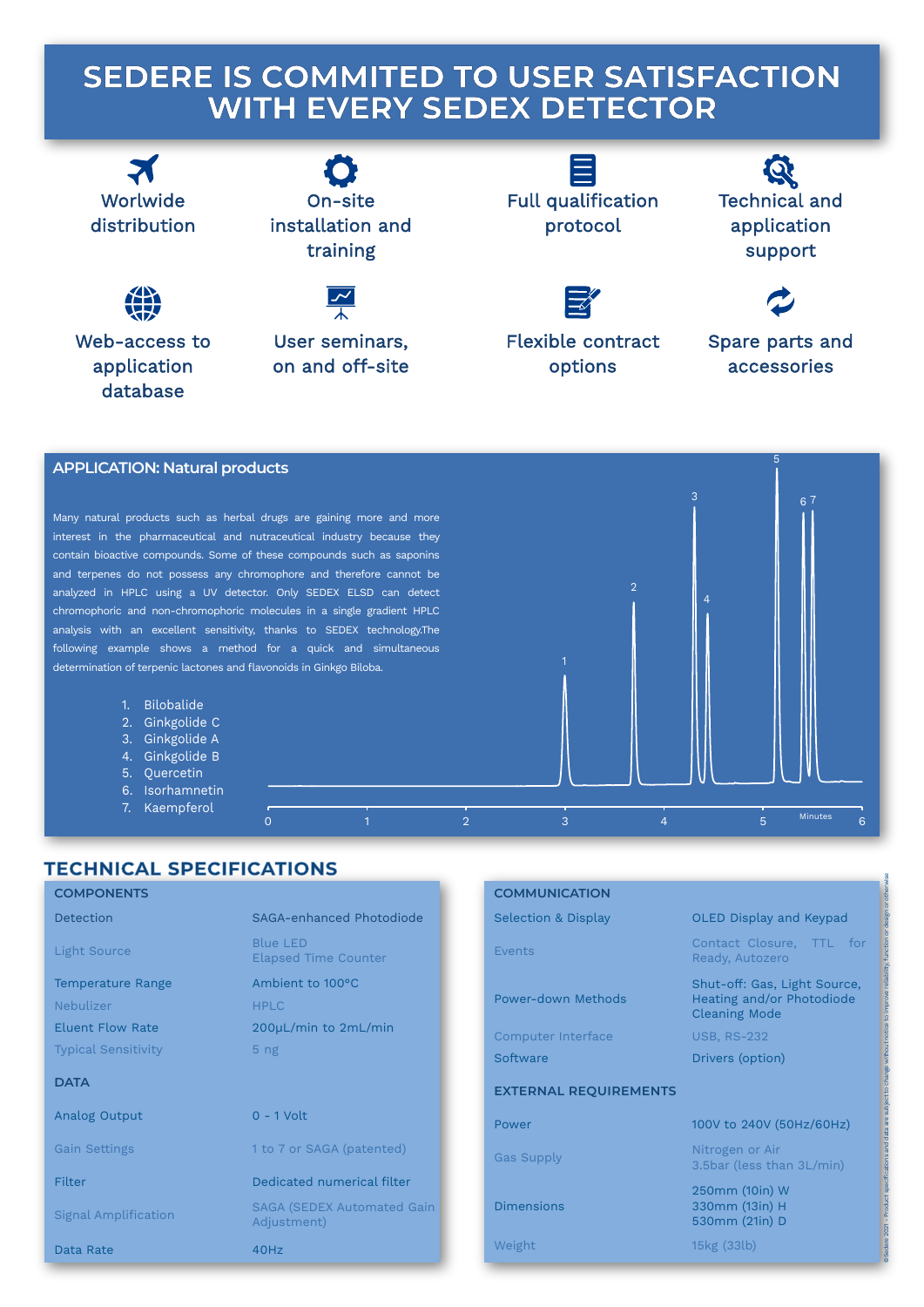# SEDERE IS COMMITED TO USER SATISFACTION WITH EVERY SEDEX DETECTOR

- Worlwide distribution
- On-site installation and training
- Full qualification protocol
- Technical and application support
- Web-access to application database
- User seminars, on and off-site
- Flexible contract options
- Spare parts and accessories

## APPLICATION: Natural products

Many natural products such as herbal drugs are gaining more and more interest in the pharmaceutical and nutraceutical industry because they contain bioactive compounds. Some of these compounds such as saponins and terpenes do not possess any chromophore and therefore cannot be analyzed in HPLC using a UV detector. Only SEDEX ELSD can detect chromophoric and non-chromophoric molecules in a single gradient HPLC analysis with an excellent sensitivity, thanks to SEDEX technology.The following example shows a method for a quick and simultaneous determination of terpenic lactones and flavonoids in Ginkgo Biloba.

1. Bilobalide
2. Ginkgolide C
3. Ginkgolide A
4. Ginkgolide B
5. Quercetin
6. Isorhamnetin
7. Kaempferol

1 2 3 4 5 6 7

0 1 2 3 4 5 6

Minutes

## TECHNICAL SPECIFICATIONS

| COMPONENTS | |
|---|---|
| Detection | SAGA-enhanced Photodiode |
| Light Source | Blue LED<br>Elapsed Time Counter |
| Temperature Range | Ambient to 100°C |
| Nebulizer | HPLC |
| Eluent Flow Rate | 200µL/min to 2mL/min |
| Typical Sensitivity | 5 ng |
| **DATA** | |
| Analog Output | 0 - 1 Volt |
| Gain Settings | 1 to 7 or SAGA (patented) |
| Filter | Dedicated numerical filter |
| Signal Amplification | SAGA (SEDEX Automated Gain Adjustment) |
| Data Rate | 40Hz |

| COMMUNICATION | |
|---|---|
| Selection & Display | OLED Display and Keypad |
| Events | Contact Closure, TTL for Ready, Autozero |
| Power-down Methods | Shut-off: Gas, Light Source, Heating and/or Photodiode Cleaning Mode |
| Computer Interface | USB, RS-232 |
| Software | Drivers (option) |
| **EXTERNAL REQUIREMENTS** | |
| Power | 100V to 240V (50Hz/60Hz) |
| Gas Supply | Nitrogen or Air<br>3.5bar (less than 3L/min) |
| Dimensions | 250mm (10in) W<br>330mm (13in) H<br>530mm (21in) D |
| Weight | 15kg (33lb) |

©Sedere 2021 - Product specifications and data are subject to change without notice to improve reliability, function or design or otherwise